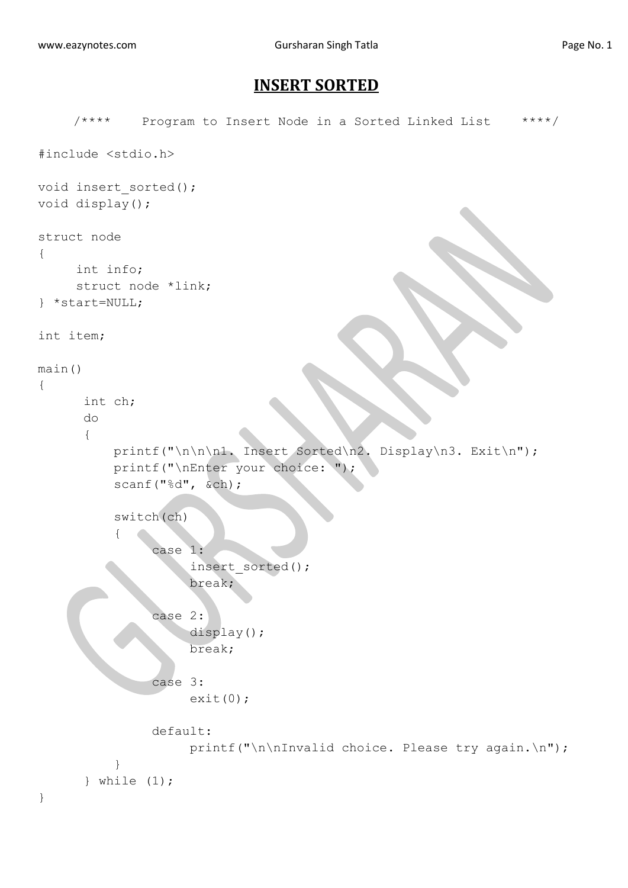# INSERT SORTED

```
/****    Program to Insert Node in a Sorted Linked List    ****/

#include <stdio.h>

void insert_sorted();
void display();

struct node
{
     int info;
     struct node *link;
} *start=NULL;

int item;

main()
{
      int ch;
      do
      {
          printf("\n\n\n1. Insert Sorted\n2. Display\n3. Exit\n");
          printf("\nEnter your choice: ");
          scanf("%d", &ch);

          switch(ch)
          {
               case 1:
                    insert_sorted();
                    break;

               case 2:
                    display();
                    break;

               case 3:
                    exit(0);

               default:
                    printf("\n\nInvalid choice. Please try again.\n");
          }
      } while (1);
}
```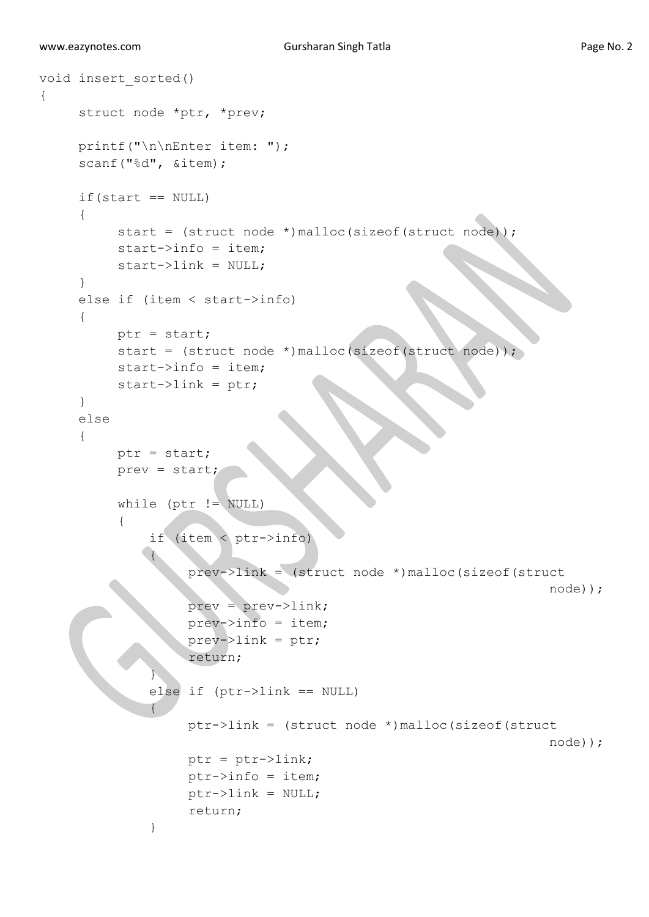```
void insert_sorted()
{
     struct node *ptr, *prev;

     printf("\n\nEnter item: ");
     scanf("%d", &item);

     if(start == NULL)
     {
          start = (struct node *)malloc(sizeof(struct node));
          start->info = item;
          start->link = NULL;
     }
     else if (item < start->info)
     {
          ptr = start;
          start = (struct node *)malloc(sizeof(struct node));
          start->info = item;
          start->link = ptr;
     }
     else
     {
          ptr = start;
          prev = start;

          while (ptr != NULL)
          {
              if (item < ptr->info)
              {
                   prev->link = (struct node *)malloc(sizeof(struct
                                                             node));
                   prev = prev->link;
                   prev->info = item;
                   prev->link = ptr;
                   return;
              }
              else if (ptr->link == NULL)
              {
                   ptr->link = (struct node *)malloc(sizeof(struct
                                                             node));
                   ptr = ptr->link;
                   ptr->info = item;
                   ptr->link = NULL;
                   return;
              }
```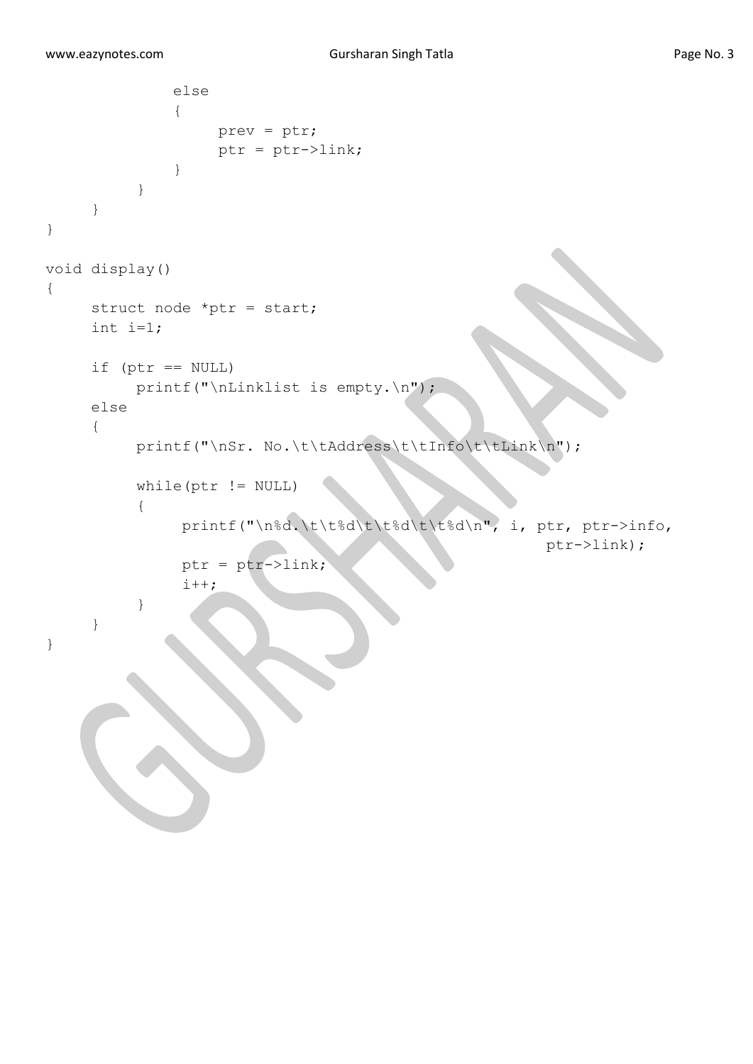```c
                else
                {
                    prev = ptr;
                    ptr = ptr->link;
                }
            }
        }
}

void display()
{
    struct node *ptr = start;
    int i=1;

    if (ptr == NULL)
        printf("\nLinklist is empty.\n");
    else
    {
        printf("\nSr. No.\t\tAddress\t\tInfo\t\tLink\n");

        while(ptr != NULL)
        {
            printf("\n%d.\t\t%d\t\t%d\t\t%d\n", i, ptr, ptr->info,
                                                        ptr->link);
            ptr = ptr->link;
            i++;
        }
    }
}
```